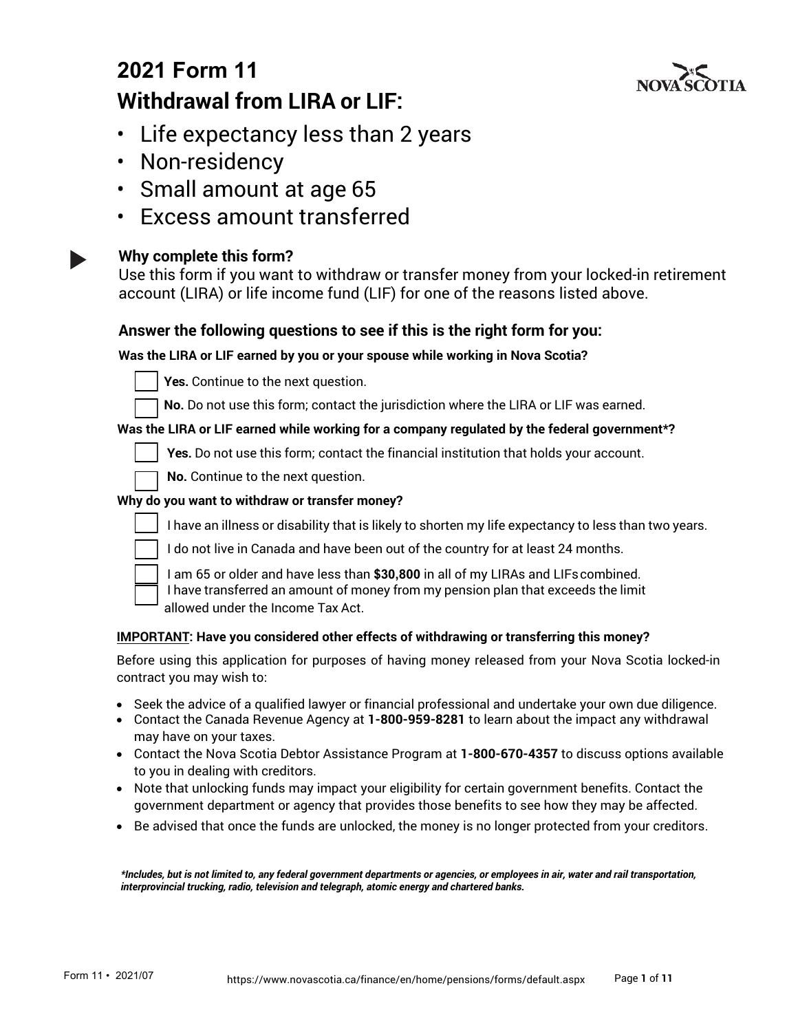# 2021 Form 11

# Withdrawal from LIRA or LIF:

- Life expectancy less than 2 years
- Non-residency
- Small amount at age 65
- Excess amount transferred

### Why complete this form?

Use this form if you want to withdraw or transfer money from your locked-in retirement account (LIRA) or life income fund (LIF) for one of the reasons listed above.

### Answer the following questions to see if this is the right form for you:

**Was the LIRA or LIF earned by you or your spouse while working in Nova Scotia?**

- ☐ **Yes.** Continue to the next question.
- ☐ **No.** Do not use this form; contact the jurisdiction where the LIRA or LIF was earned.

**Was the LIRA or LIF earned while working for a company regulated by the federal government*?**

- ☐ **Yes.** Do not use this form; contact the financial institution that holds your account.
- ☐ **No.** Continue to the next question.

**Why do you want to withdraw or transfer money?**

- ☐ I have an illness or disability that is likely to shorten my life expectancy to less than two years.
- ☐ I do not live in Canada and have been out of the country for at least 24 months.
- ☐ I am 65 or older and have less than **$30,800** in all of my LIRAs and LIFs combined.
- ☐ I have transferred an amount of money from my pension plan that exceeds the limit allowed under the Income Tax Act.

**<u>IMPORTANT</u>: Have you considered other effects of withdrawing or transferring this money?**

Before using this application for purposes of having money released from your Nova Scotia locked-in contract you may wish to:

- Seek the advice of a qualified lawyer or financial professional and undertake your own due diligence.
- Contact the Canada Revenue Agency at **1-800-959-8281** to learn about the impact any withdrawal may have on your taxes.
- Contact the Nova Scotia Debtor Assistance Program at **1-800-670-4357** to discuss options available to you in dealing with creditors.
- Note that unlocking funds may impact your eligibility for certain government benefits. Contact the government department or agency that provides those benefits to see how they may be affected.
- Be advised that once the funds are unlocked, the money is no longer protected from your creditors.

***Includes, but is not limited to, any federal government departments or agencies, or employees in air, water and rail transportation, interprovincial trucking, radio, television and telegraph, atomic energy and chartered banks.***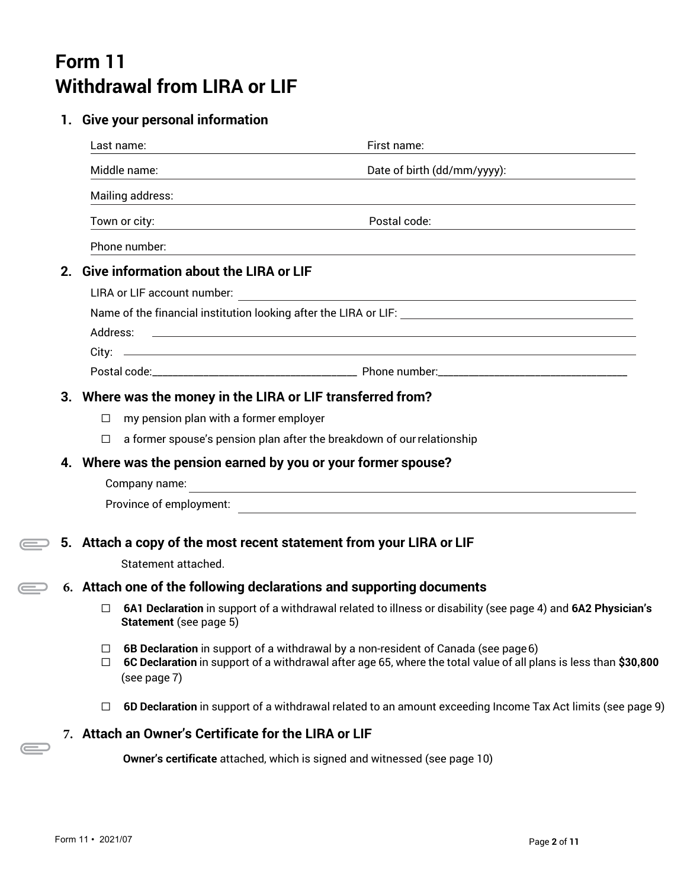# Form 11
# Withdrawal from LIRA or LIF

## 1. Give your personal information

Last name: ____________________ First name: ____________________

Middle name: ____________________ Date of birth (dd/mm/yyyy): ____________________

Mailing address: ____________________

Town or city: ____________________ Postal code: ____________________

Phone number: ____________________

## 2. Give information about the LIRA or LIF

LIRA or LIF account number: ____________________

Name of the financial institution looking after the LIRA or LIF: ____________________

Address: ____________________

City: ____________________

Postal code: ____________________ Phone number: ____________________

## 3. Where was the money in the LIRA or LIF transferred from?

- ☐ my pension plan with a former employer
- ☐ a former spouse's pension plan after the breakdown of our relationship

## 4. Where was the pension earned by you or your former spouse?

Company name: ____________________

Province of employment: ____________________

## 5. Attach a copy of the most recent statement from your LIRA or LIF

Statement attached.

## 6. Attach one of the following declarations and supporting documents

- ☐ **6A1 Declaration** in support of a withdrawal related to illness or disability (see page 4) and **6A2 Physician's Statement** (see page 5)
- ☐ **6B Declaration** in support of a withdrawal by a non-resident of Canada (see page 6)
- ☐ **6C Declaration** in support of a withdrawal after age 65, where the total value of all plans is less than **$30,800** (see page 7)
- ☐ **6D Declaration** in support of a withdrawal related to an amount exceeding Income Tax Act limits (see page 9)

## 7. Attach an Owner's Certificate for the LIRA or LIF

**Owner's certificate** attached, which is signed and witnessed (see page 10)

Form 11 • 2021/07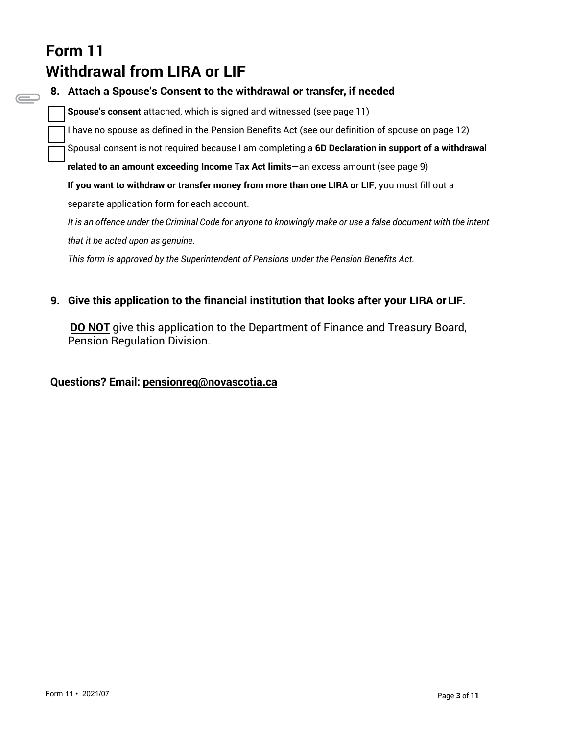# Form 11
# Withdrawal from LIRA or LIF

## 8. Attach a Spouse's Consent to the withdrawal or transfer, if needed

- [ ] **Spouse's consent** attached, which is signed and witnessed (see page 11)
- [ ] I have no spouse as defined in the Pension Benefits Act (see our definition of spouse on page 12)
- [ ] Spousal consent is not required because I am completing a **6D Declaration in support of a withdrawal related to an amount exceeding Income Tax Act limits**—an excess amount (see page 9)

**If you want to withdraw or transfer money from more than one LIRA or LIF**, you must fill out a separate application form for each account.

*It is an offence under the Criminal Code for anyone to knowingly make or use a false document with the intent that it be acted upon as genuine.*

*This form is approved by the Superintendent of Pensions under the Pension Benefits Act.*

## 9. Give this application to the financial institution that looks after your LIRA or LIF.

**DO NOT** give this application to the Department of Finance and Treasury Board, Pension Regulation Division.

**Questions? Email: pensionreg@novascotia.ca**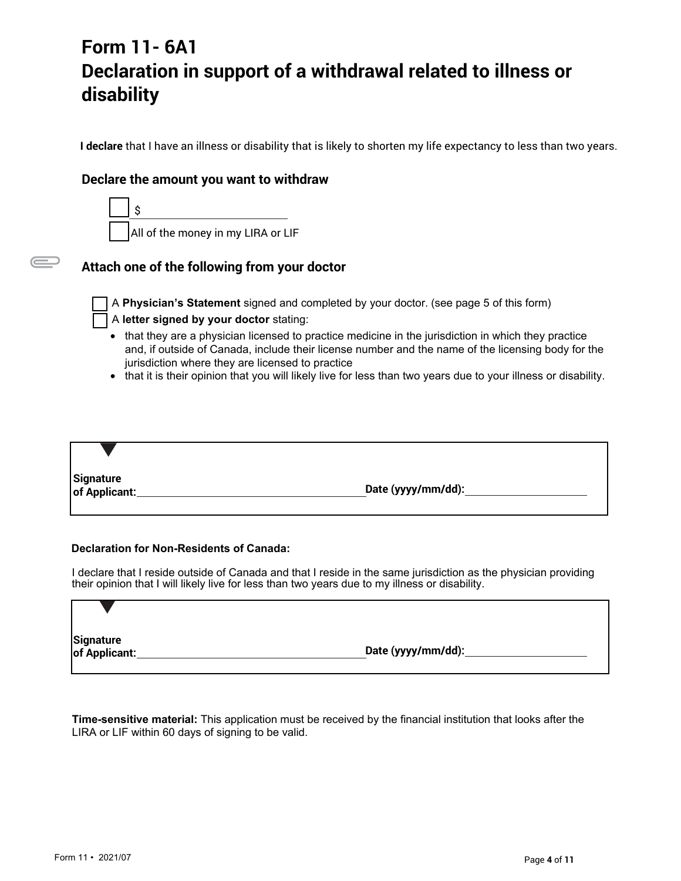# Form 11- 6A1
# Declaration in support of a withdrawal related to illness or disability

**I declare** that I have an illness or disability that is likely to shorten my life expectancy to less than two years.

### Declare the amount you want to withdraw

- [ ] $ ____________________
- [ ] All of the money in my LIRA or LIF

### Attach one of the following from your doctor

- [ ] A **Physician's Statement** signed and completed by your doctor. (see page 5 of this form)
- [ ] A **letter signed by your doctor** stating:
  - that they are a physician licensed to practice medicine in the jurisdiction in which they practice and, if outside of Canada, include their license number and the name of the licensing body for the jurisdiction where they are licensed to practice
  - that it is their opinion that you will likely live for less than two years due to your illness or disability.

**Signature of Applicant:** ______________________________ **Date (yyyy/mm/dd):** ____________________

**Declaration for Non-Residents of Canada:**

I declare that I reside outside of Canada and that I reside in the same jurisdiction as the physician providing their opinion that I will likely live for less than two years due to my illness or disability.

**Signature of Applicant:** ______________________________ **Date (yyyy/mm/dd):** ____________________

**Time-sensitive material:** This application must be received by the financial institution that looks after the LIRA or LIF within 60 days of signing to be valid.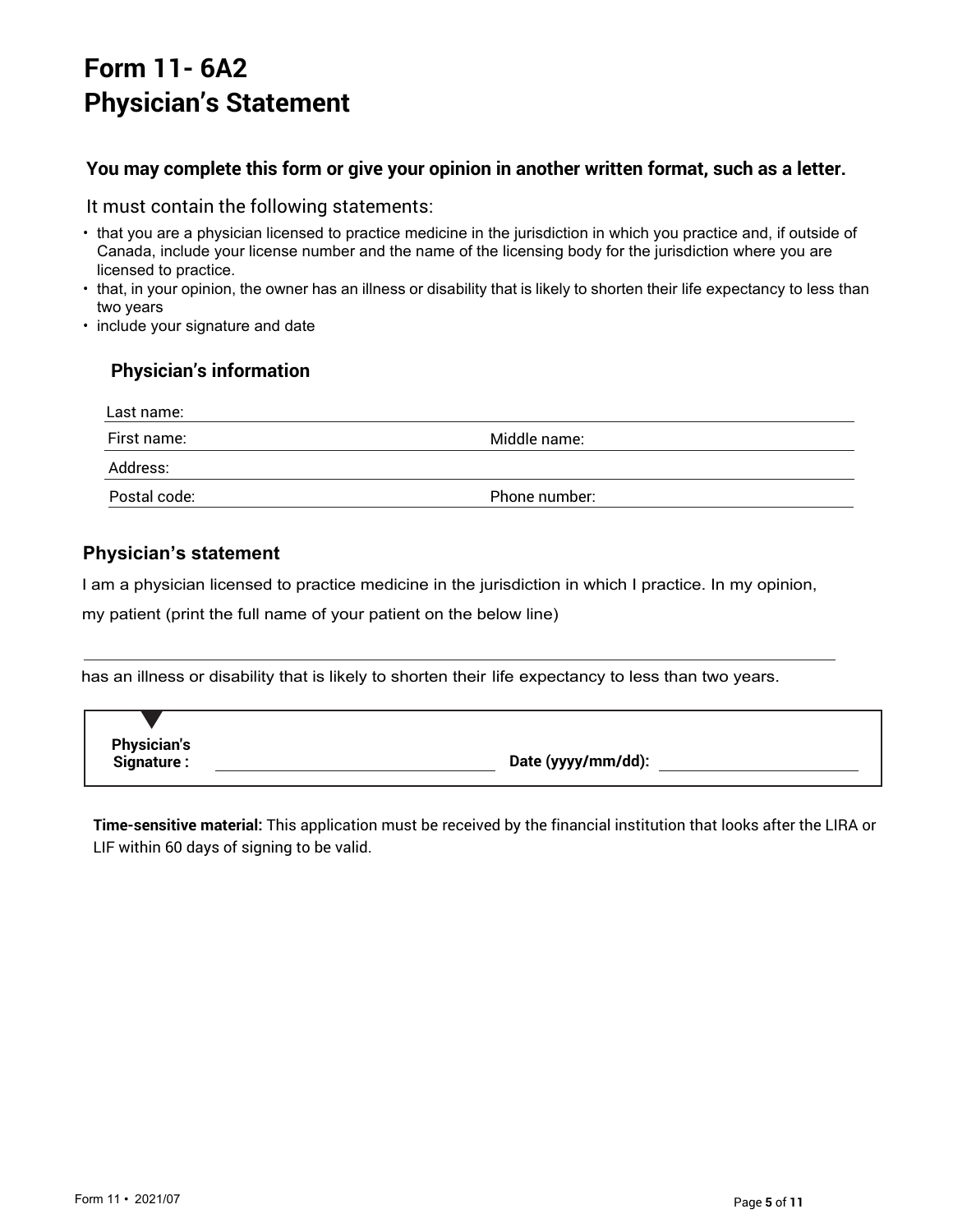# Form 11- 6A2
# Physician's Statement

**You may complete this form or give your opinion in another written format, such as a letter.**

It must contain the following statements:

- that you are a physician licensed to practice medicine in the jurisdiction in which you practice and, if outside of Canada, include your license number and the name of the licensing body for the jurisdiction where you are licensed to practice.
- that, in your opinion, the owner has an illness or disability that is likely to shorten their life expectancy to less than two years
- include your signature and date

### Physician's information

Last name: ______________________

First name: ______________________ Middle name: ______________________

Address: ______________________

Postal code: ______________________ Phone number: ______________________

### Physician's statement

I am a physician licensed to practice medicine in the jurisdiction in which I practice. In my opinion,

my patient (print the full name of your patient on the below line)

______________________________________________

has an illness or disability that is likely to shorten their life expectancy to less than two years.

**Physician's Signature :** ______________________ **Date (yyyy/mm/dd):** ______________________

**Time-sensitive material:** This application must be received by the financial institution that looks after the LIRA or LIF within 60 days of signing to be valid.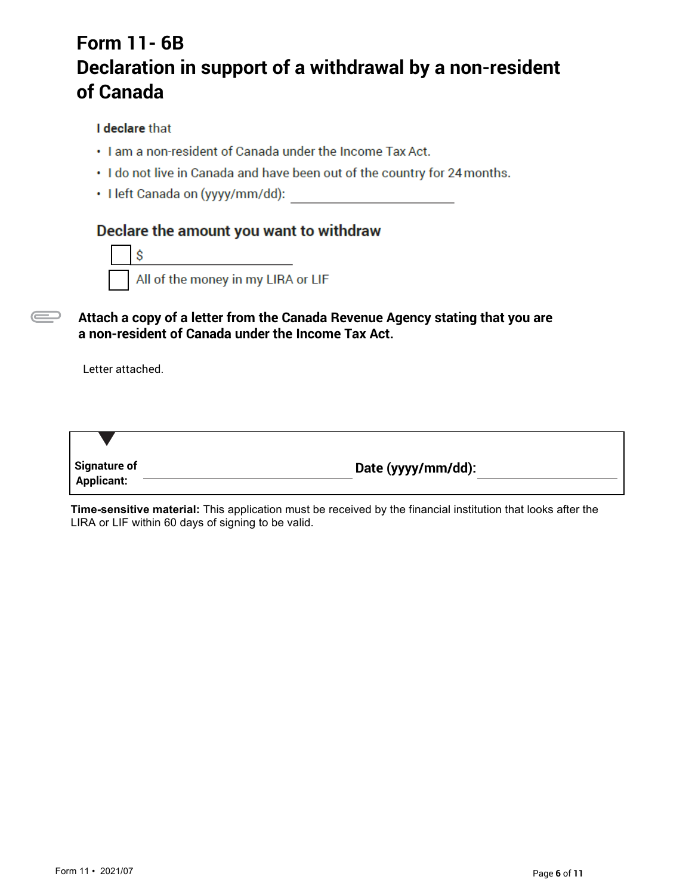# Form 11- 6B
# Declaration in support of a withdrawal by a non-resident of Canada

**I declare** that

- I am a non-resident of Canada under the Income Tax Act.
- I do not live in Canada and have been out of the country for 24 months.
- I left Canada on (yyyy/mm/dd): ______________________

## Declare the amount you want to withdraw

- [ ] $ ______________________
- [ ] All of the money in my LIRA or LIF

**Attach a copy of a letter from the Canada Revenue Agency stating that you are a non-resident of Canada under the Income Tax Act.**

Letter attached.

**Signature of Applicant:** ______________________ **Date (yyyy/mm/dd):** ______________________

**Time-sensitive material:** This application must be received by the financial institution that looks after the LIRA or LIF within 60 days of signing to be valid.

Form 11 • 2021/07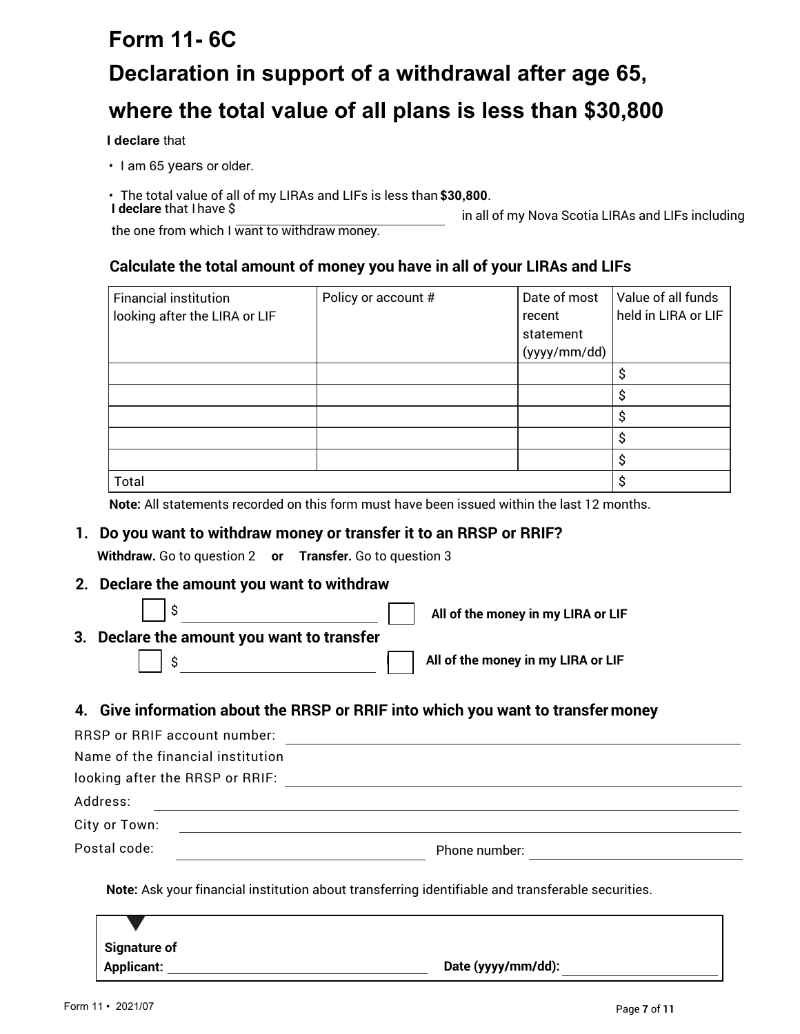# Form 11- 6C

# Declaration in support of a withdrawal after age 65, where the total value of all plans is less than $30,800

**I declare** that

- I am 65 years or older.
- The total value of all of my LIRAs and LIFs is less than **$30,800**.

**I declare** that I have $ ______________________ in all of my Nova Scotia LIRAs and LIFs including the one from which I want to withdraw money.

### Calculate the total amount of money you have in all of your LIRAs and LIFs

| Financial institution looking after the LIRA or LIF | Policy or account # | Date of most recent statement (yyyy/mm/dd) | Value of all funds held in LIRA or LIF |
|---|---|---|---|
| | | | $ |
| | | | $ |
| | | | $ |
| | | | $ |
| | | | $ |
| Total | | | $ |

**Note:** All statements recorded on this form must have been issued within the last 12 months.

**1. Do you want to withdraw money or transfer it to an RRSP or RRIF?**

**Withdraw.** Go to question 2 **or** **Transfer.** Go to question 3

**2. Declare the amount you want to withdraw**

☐ $ ______________________ ☐ **All of the money in my LIRA or LIF**

**3. Declare the amount you want to transfer**

☐ $ ______________________ ☐ **All of the money in my LIRA or LIF**

**4. Give information about the RRSP or RRIF into which you want to transfer money**

RRSP or RRIF account number: ______________________

Name of the financial institution looking after the RRSP or RRIF: ______________________

Address: ______________________

City or Town: ______________________

Postal code: ______________________ Phone number: ______________________

**Note:** Ask your financial institution about transferring identifiable and transferable securities.

**Signature of Applicant:** ______________________ **Date (yyyy/mm/dd):** ______________________

Form 11 • 2021/07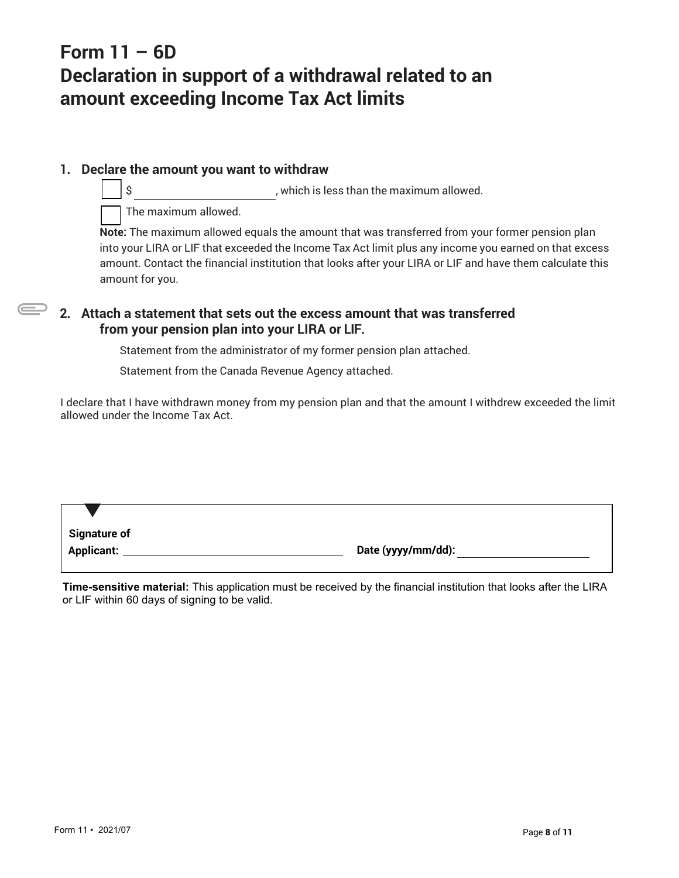# Form 11 – 6D
# Declaration in support of a withdrawal related to an amount exceeding Income Tax Act limits

## 1. Declare the amount you want to withdraw

☐ $ \_\_\_\_\_\_\_\_\_\_\_\_\_\_\_\_\_\_\_\_\_\_\_\_, which is less than the maximum allowed.

☐ The maximum allowed.

**Note:** The maximum allowed equals the amount that was transferred from your former pension plan into your LIRA or LIF that exceeded the Income Tax Act limit plus any income you earned on that excess amount. Contact the financial institution that looks after your LIRA or LIF and have them calculate this amount for you.

## 2. Attach a statement that sets out the excess amount that was transferred from your pension plan into your LIRA or LIF.

Statement from the administrator of my former pension plan attached.

Statement from the Canada Revenue Agency attached.

I declare that I have withdrawn money from my pension plan and that the amount I withdrew exceeded the limit allowed under the Income Tax Act.

**Signature of Applicant:** \_\_\_\_\_\_\_\_\_\_\_\_\_\_\_\_\_\_\_\_\_\_\_\_\_\_\_\_\_\_\_\_\_\_\_\_ **Date (yyyy/mm/dd):** \_\_\_\_\_\_\_\_\_\_\_\_\_\_\_\_\_\_\_\_\_\_

**Time-sensitive material:** This application must be received by the financial institution that looks after the LIRA or LIF within 60 days of signing to be valid.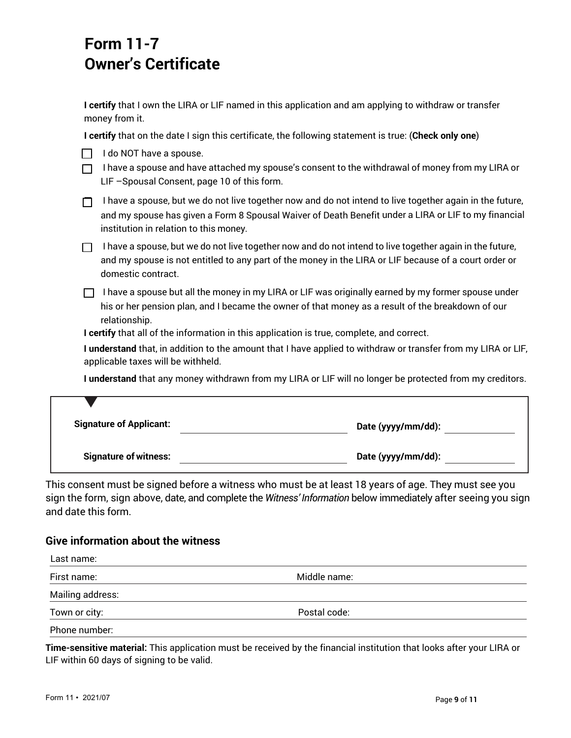# Form 11-7
# Owner's Certificate

**I certify** that I own the LIRA or LIF named in this application and am applying to withdraw or transfer money from it.

**I certify** that on the date I sign this certificate, the following statement is true: (**Check only one**)

- ☐ I do NOT have a spouse.
- ☐ I have a spouse and have attached my spouse's consent to the withdrawal of money from my LIRA or LIF –Spousal Consent, page 10 of this form.
- ☐ I have a spouse, but we do not live together now and do not intend to live together again in the future, and my spouse has given a Form 8 Spousal Waiver of Death Benefit under a LIRA or LIF to my financial institution in relation to this money.
- ☐ I have a spouse, but we do not live together now and do not intend to live together again in the future, and my spouse is not entitled to any part of the money in the LIRA or LIF because of a court order or domestic contract.
- ☐ I have a spouse but all the money in my LIRA or LIF was originally earned by my former spouse under his or her pension plan, and I became the owner of that money as a result of the breakdown of our relationship.

**I certify** that all of the information in this application is true, complete, and correct.

**I understand** that, in addition to the amount that I have applied to withdraw or transfer from my LIRA or LIF, applicable taxes will be withheld.

**I understand** that any money withdrawn from my LIRA or LIF will no longer be protected from my creditors.

**Signature of Applicant:** ______________________ **Date (yyyy/mm/dd):** ____________

**Signature of witness:** ______________________ **Date (yyyy/mm/dd):** ____________

This consent must be signed before a witness who must be at least 18 years of age. They must see you sign the form, sign above, date, and complete the *Witness' Information* below immediately after seeing you sign and date this form.

## Give information about the witness

Last name:

First name: Middle name:

Mailing address:

Town or city: Postal code:

Phone number:

**Time-sensitive material:** This application must be received by the financial institution that looks after your LIRA or LIF within 60 days of signing to be valid.

Form 11 • 2021/07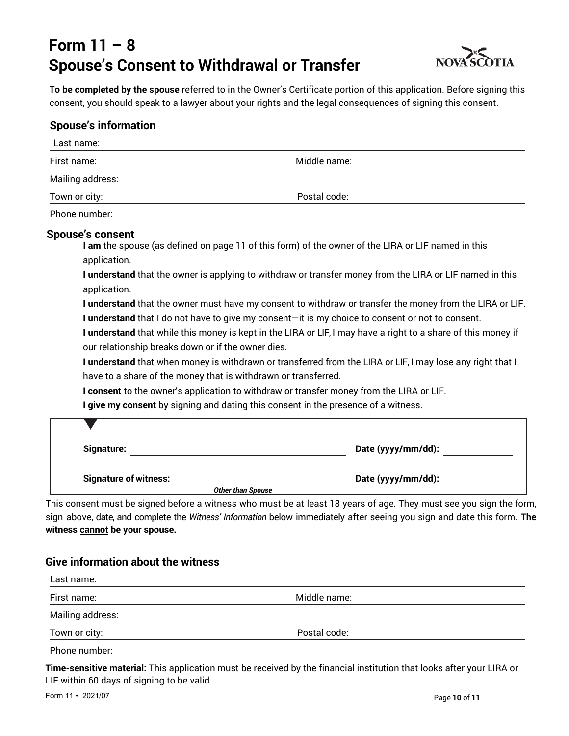# Form 11 – 8
# Spouse's Consent to Withdrawal or Transfer

**To be completed by the spouse** referred to in the Owner's Certificate portion of this application. Before signing this consent, you should speak to a lawyer about your rights and the legal consequences of signing this consent.

## Spouse's information

Last name:

First name: Middle name:

Mailing address:

Town or city: Postal code:

Phone number:

## Spouse's consent

**I am** the spouse (as defined on page 11 of this form) of the owner of the LIRA or LIF named in this application.

**I understand** that the owner is applying to withdraw or transfer money from the LIRA or LIF named in this application.

**I understand** that the owner must have my consent to withdraw or transfer the money from the LIRA or LIF.

**I understand** that I do not have to give my consent—it is my choice to consent or not to consent.

**I understand** that while this money is kept in the LIRA or LIF, I may have a right to a share of this money if our relationship breaks down or if the owner dies.

**I understand** that when money is withdrawn or transferred from the LIRA or LIF, I may lose any right that I have to a share of the money that is withdrawn or transferred.

**I consent** to the owner's application to withdraw or transfer money from the LIRA or LIF.

**I give my consent** by signing and dating this consent in the presence of a witness.

**Signature:** ______________________ **Date (yyyy/mm/dd):** __________

**Signature of witness:** ______________________ **Date (yyyy/mm/dd):** __________
***Other than Spouse***

This consent must be signed before a witness who must be at least 18 years of age. They must see you sign the form, sign above, date, and complete the *Witness' Information* below immediately after seeing you sign and date this form. **The witness cannot be your spouse.**

## Give information about the witness

Last name:

First name: Middle name:

Mailing address:

Town or city: Postal code:

Phone number:

**Time-sensitive material:** This application must be received by the financial institution that looks after your LIRA or LIF within 60 days of signing to be valid.

Form 11 • 2021/07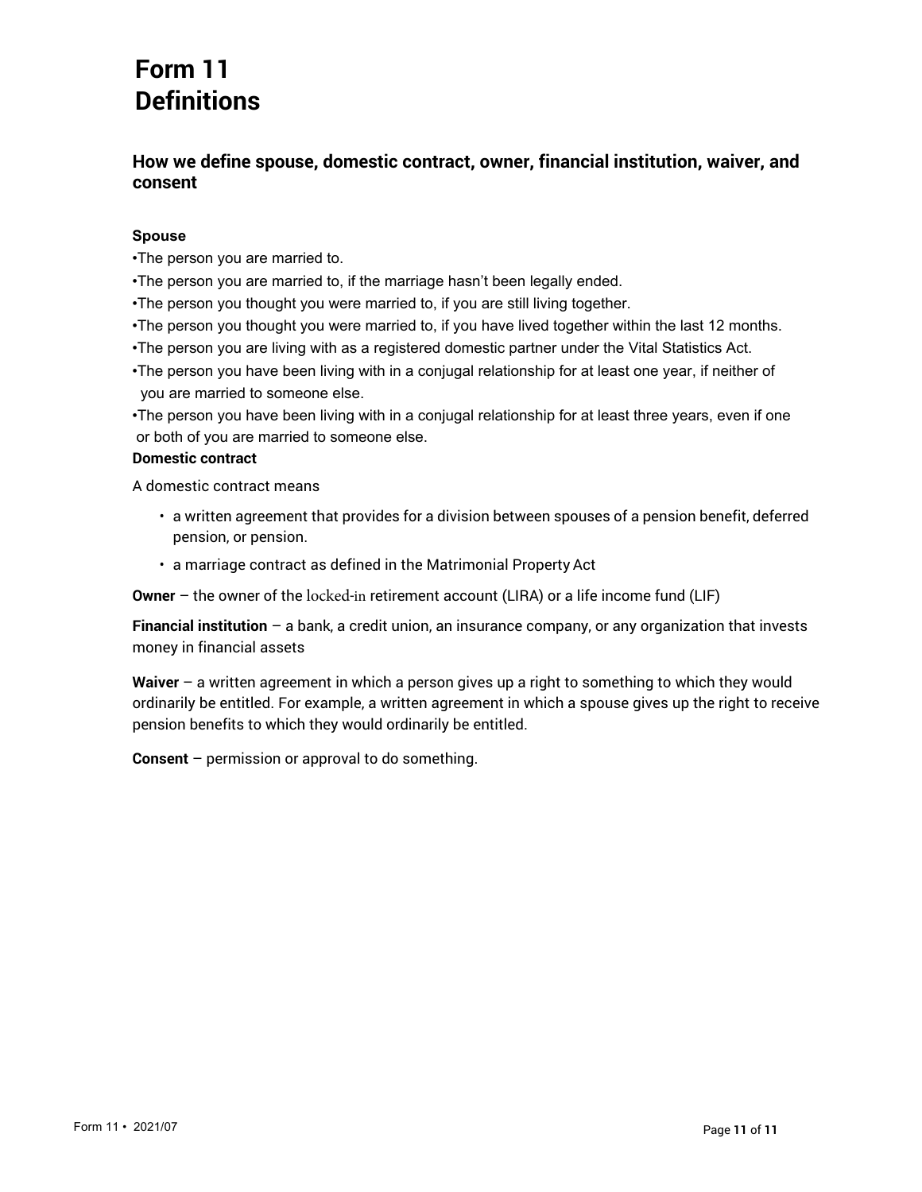# Form 11
# Definitions

### How we define spouse, domestic contract, owner, financial institution, waiver, and consent

**Spouse**

- The person you are married to.
- The person you are married to, if the marriage hasn't been legally ended.
- The person you thought you were married to, if you are still living together.
- The person you thought you were married to, if you have lived together within the last 12 months.
- The person you are living with as a registered domestic partner under the Vital Statistics Act.
- The person you have been living with in a conjugal relationship for at least one year, if neither of you are married to someone else.
- The person you have been living with in a conjugal relationship for at least three years, even if one or both of you are married to someone else.

**Domestic contract**

A domestic contract means

- a written agreement that provides for a division between spouses of a pension benefit, deferred pension, or pension.
- a marriage contract as defined in the Matrimonial Property Act

**Owner** – the owner of the locked-in retirement account (LIRA) or a life income fund (LIF)

**Financial institution** – a bank, a credit union, an insurance company, or any organization that invests money in financial assets

**Waiver** – a written agreement in which a person gives up a right to something to which they would ordinarily be entitled. For example, a written agreement in which a spouse gives up the right to receive pension benefits to which they would ordinarily be entitled.

**Consent** – permission or approval to do something.